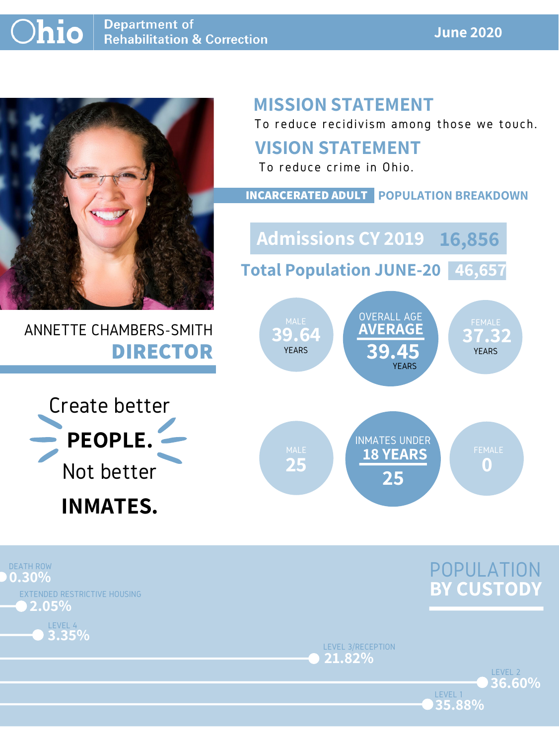# Ohio Department of Rehabilitation & Correction

June 2020

ANNETTE CHAMBERS-SMITH

**DIRECTOR**

## MISSION STATEMENT

To reduce recidivism among those we touch.

## VISION STATEMENT

To reduce crime in Ohio.

Create better **PEOPLE.** Not better **INMATES.**

## INCARCERATED ADULT POPULATION BREAKDOWN

**Admissions CY 2019** 16,856

**Total Population JUNE-20** 46,657

MALE 39.64 YEARS

OVERALL AGE **AVERAGE** 39.45 YEARS

FEMALE 37.32 YEARS

MALE 25

INMATES UNDER **18 YEARS** 25

FEMALE 0

## POPULATION BY CUSTODY

DEATH ROW 0.30%

EXTENDED RESTRICTIVE HOUSING 2.05%

LEVEL 4 3.35%

LEVEL 3/RECEPTION 21.82%

LEVEL 2 36.60%

LEVEL 1 35.88%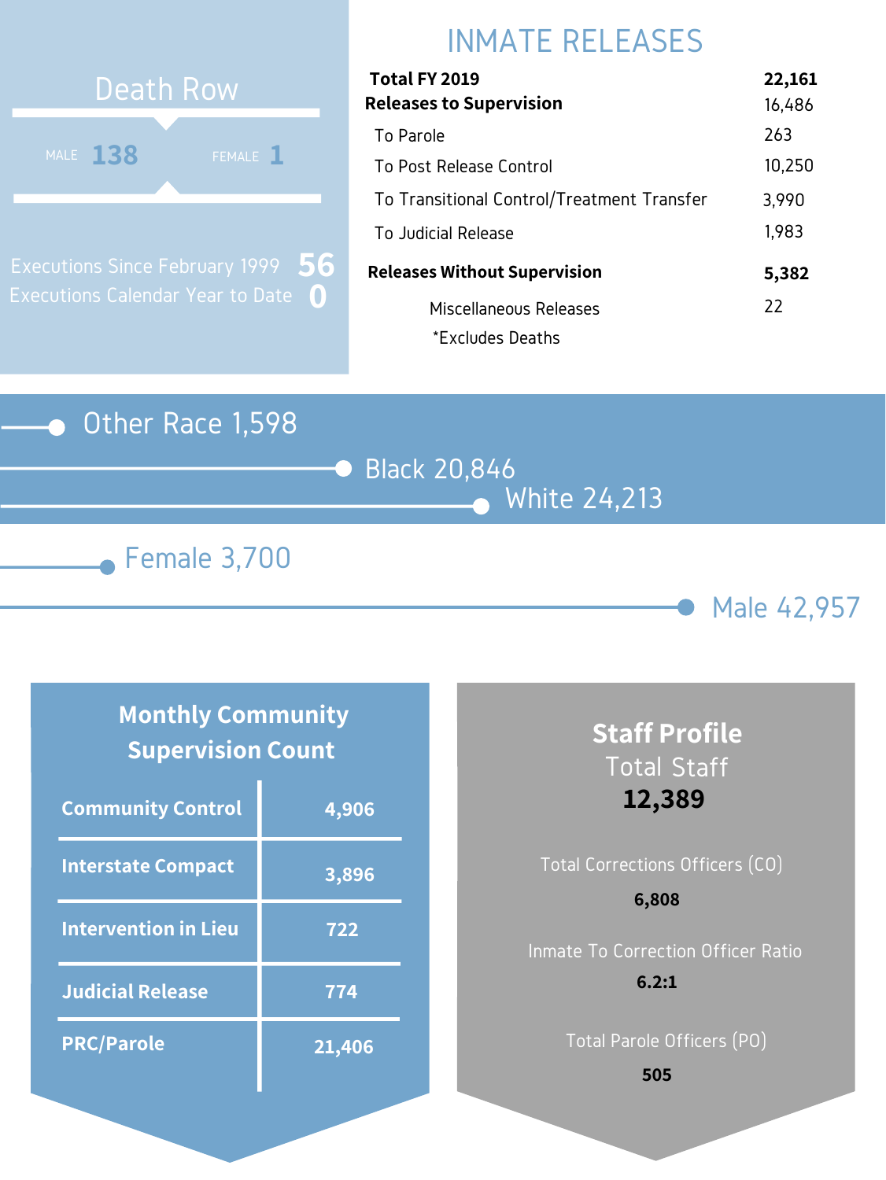## Death Row

MALE **138** FEMALE **1**

Executions Since February 1999 **56**

Executions Calendar Year to Date **0**

## INMATE RELEASES

| | |
|---|---|
| **Total FY 2019** | **22,161** |
| **Releases to Supervision** | 16,486 |
| To Parole | 263 |
| To Post Release Control | 10,250 |
| To Transitional Control/Treatment Transfer | 3,990 |
| To Judicial Release | 1,983 |
| **Releases Without Supervision** | **5,382** |
| Miscellaneous Releases | 22 |

*Excludes Deaths

Other Race 1,598

Black 20,846

White 24,213

Female 3,700

Male 42,957

## Monthly Community Supervision Count

| | |
|---|---|
| **Community Control** | **4,906** |
| **Interstate Compact** | **3,896** |
| **Intervention in Lieu** | **722** |
| **Judicial Release** | **774** |
| **PRC/Parole** | **21,406** |

## Staff Profile

Total Staff

**12,389**

Total Corrections Officers (CO)

**6,808**

Inmate To Correction Officer Ratio

**6.2:1**

Total Parole Officers (PO)

**505**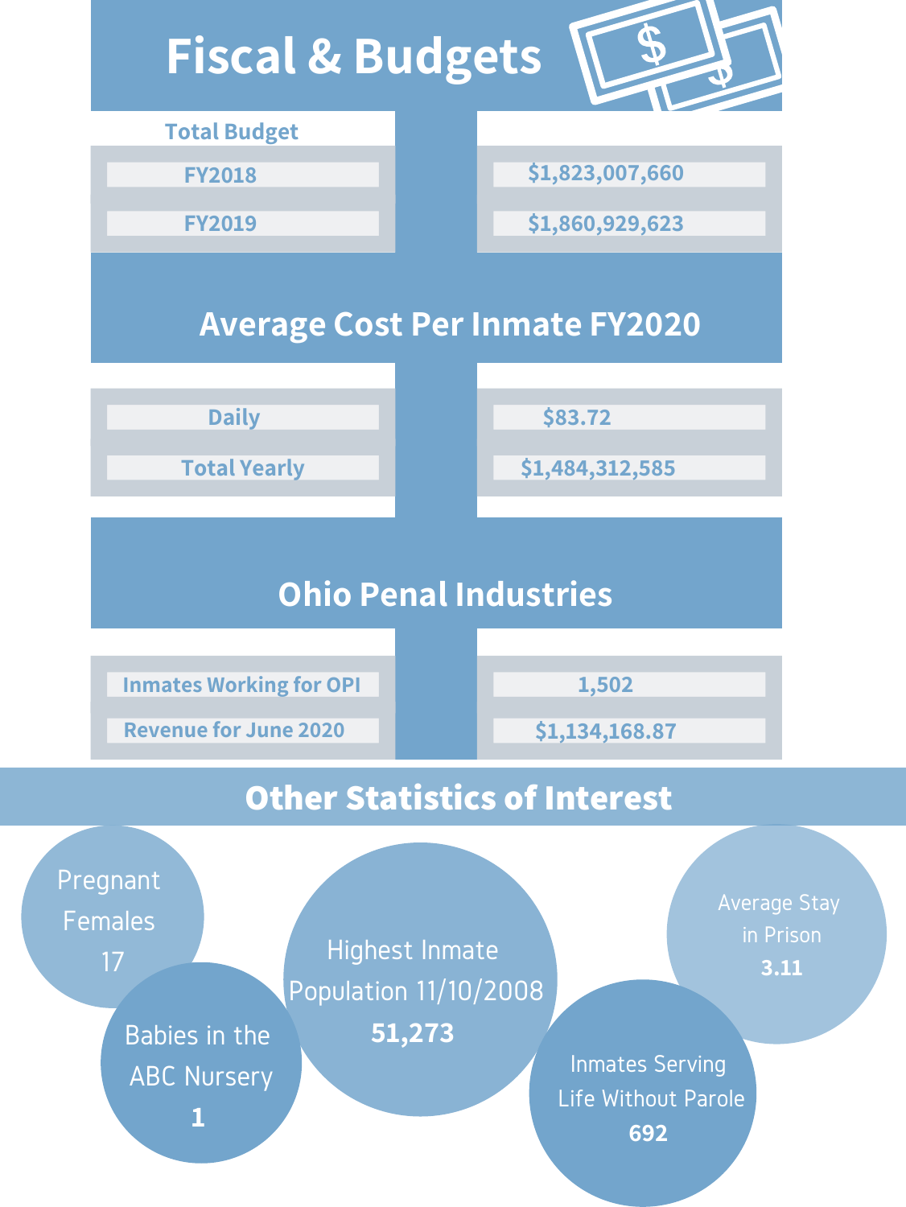# Fiscal & Budgets

## Total Budget

| | |
|---|---|
| FY2018 | $1,823,007,660 |
| FY2019 | $1,860,929,623 |

## Average Cost Per Inmate FY2020

| | |
|---|---|
| Daily | $83.72 |
| Total Yearly | $1,484,312,585 |

## Ohio Penal Industries

| | |
|---|---|
| Inmates Working for OPI | 1,502 |
| Revenue for June 2020 | $1,134,168.87 |

## Other Statistics of Interest

Pregnant Females
17

Babies in the ABC Nursery
**1**

Highest Inmate Population 11/10/2008
**51,273**

Inmates Serving Life Without Parole
**692**

Average Stay in Prison
**3.11**